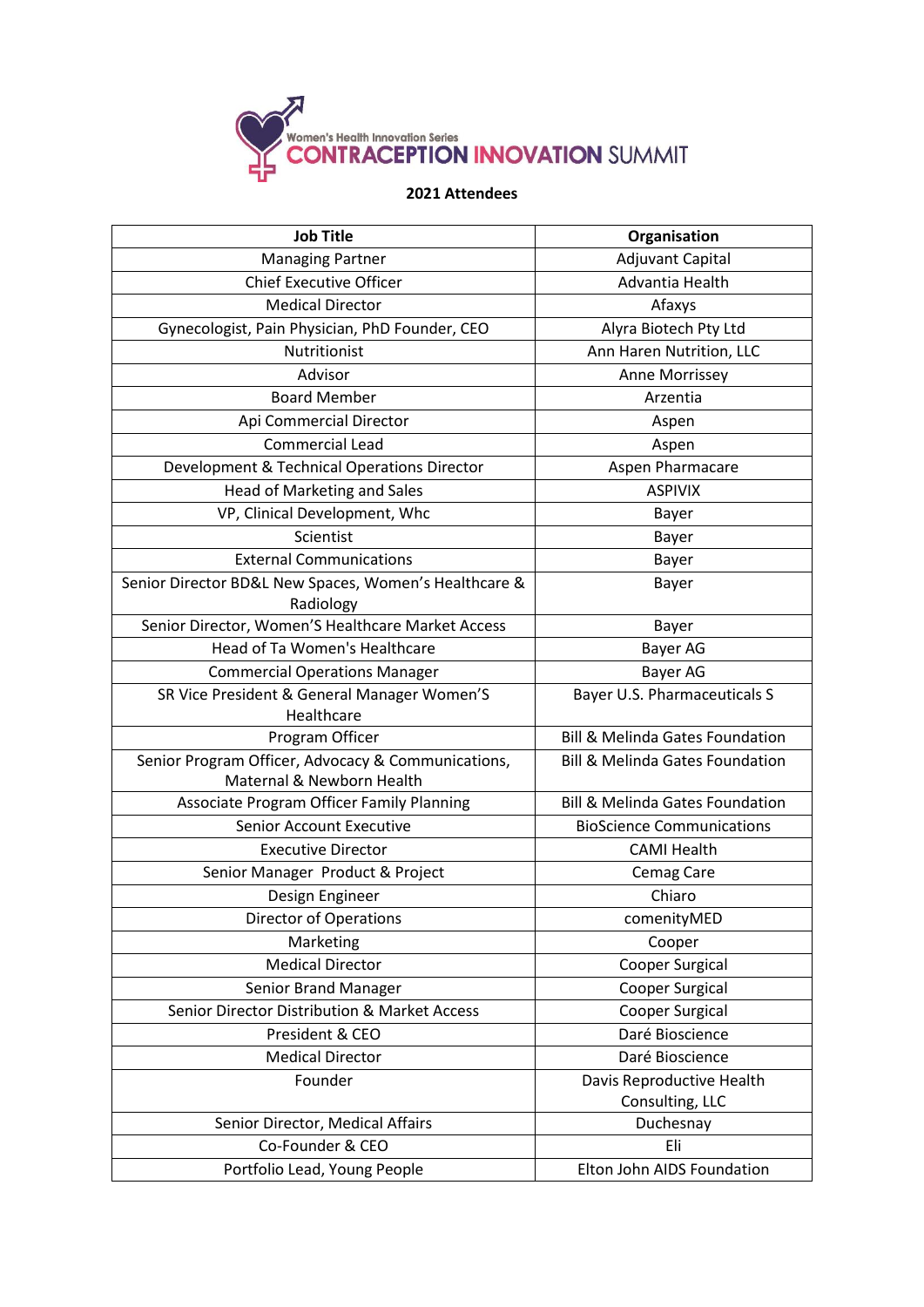Women's Health Innovation Series

# CONTRACEPTION INNOVATION SUMMIT

**2021 Attendees**

| Job Title | Organisation |
|---|---|
| Managing Partner | Adjuvant Capital |
| Chief Executive Officer | Advantia Health |
| Medical Director | Afaxys |
| Gynecologist, Pain Physician, PhD Founder, CEO | Alyra Biotech Pty Ltd |
| Nutritionist | Ann Haren Nutrition, LLC |
| Advisor | Anne Morrissey |
| Board Member | Arzentia |
| Api Commercial Director | Aspen |
| Commercial Lead | Aspen |
| Development & Technical Operations Director | Aspen Pharmacare |
| Head of Marketing and Sales | ASPIVIX |
| VP, Clinical Development, Whc | Bayer |
| Scientist | Bayer |
| External Communications | Bayer |
| Senior Director BD&L New Spaces, Women's Healthcare & Radiology | Bayer |
| Senior Director, Women'S Healthcare Market Access | Bayer |
| Head of Ta Women's Healthcare | Bayer AG |
| Commercial Operations Manager | Bayer AG |
| SR Vice President & General Manager Women'S Healthcare | Bayer U.S. Pharmaceuticals S |
| Program Officer | Bill & Melinda Gates Foundation |
| Senior Program Officer, Advocacy & Communications, Maternal & Newborn Health | Bill & Melinda Gates Foundation |
| Associate Program Officer Family Planning | Bill & Melinda Gates Foundation |
| Senior Account Executive | BioScience Communications |
| Executive Director | CAMI Health |
| Senior Manager Product & Project | Cemag Care |
| Design Engineer | Chiaro |
| Director of Operations | comenityMED |
| Marketing | Cooper |
| Medical Director | Cooper Surgical |
| Senior Brand Manager | Cooper Surgical |
| Senior Director Distribution & Market Access | Cooper Surgical |
| President & CEO | Daré Bioscience |
| Medical Director | Daré Bioscience |
| Founder | Davis Reproductive Health Consulting, LLC |
| Senior Director, Medical Affairs | Duchesnay |
| Co-Founder & CEO | Eli |
| Portfolio Lead, Young People | Elton John AIDS Foundation |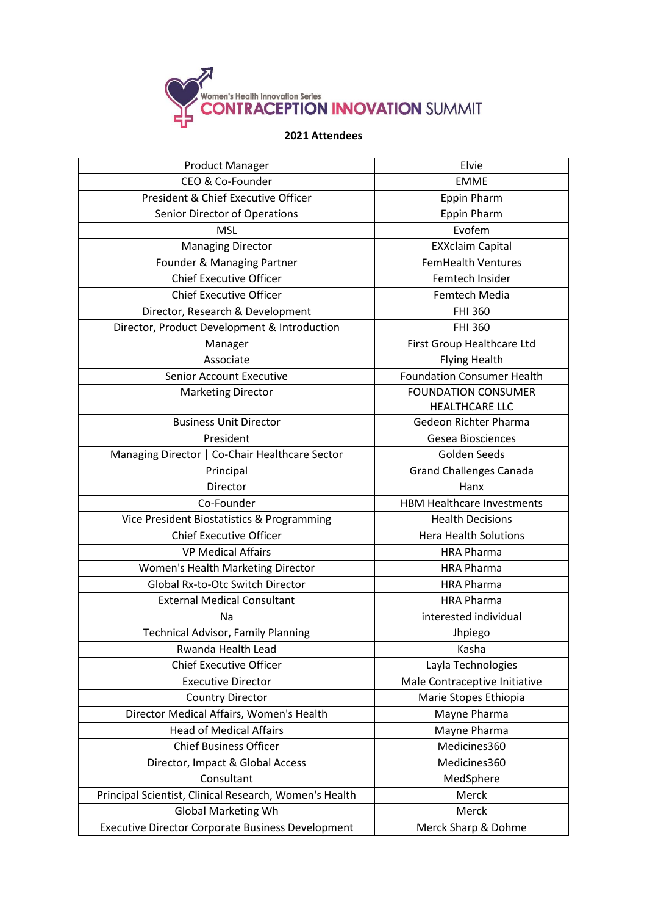Women's Health Innovation Series

CONTRACEPTION INNOVATION SUMMIT

**2021 Attendees**

| Product Manager | Elvie |
|---|---|
| CEO & Co-Founder | EMME |
| President & Chief Executive Officer | Eppin Pharm |
| Senior Director of Operations | Eppin Pharm |
| MSL | Evofem |
| Managing Director | EXXclaim Capital |
| Founder & Managing Partner | FemHealth Ventures |
| Chief Executive Officer | Femtech Insider |
| Chief Executive Officer | Femtech Media |
| Director, Research & Development | FHI 360 |
| Director, Product Development & Introduction | FHI 360 |
| Manager | First Group Healthcare Ltd |
| Associate | Flying Health |
| Senior Account Executive | Foundation Consumer Health |
| Marketing Director | FOUNDATION CONSUMER HEALTHCARE LLC |
| Business Unit Director | Gedeon Richter Pharma |
| President | Gesea Biosciences |
| Managing Director \| Co-Chair Healthcare Sector | Golden Seeds |
| Principal | Grand Challenges Canada |
| Director | Hanx |
| Co-Founder | HBM Healthcare Investments |
| Vice President Biostatistics & Programming | Health Decisions |
| Chief Executive Officer | Hera Health Solutions |
| VP Medical Affairs | HRA Pharma |
| Women's Health Marketing Director | HRA Pharma |
| Global Rx-to-Otc Switch Director | HRA Pharma |
| External Medical Consultant | HRA Pharma |
| Na | interested individual |
| Technical Advisor, Family Planning | Jhpiego |
| Rwanda Health Lead | Kasha |
| Chief Executive Officer | Layla Technologies |
| Executive Director | Male Contraceptive Initiative |
| Country Director | Marie Stopes Ethiopia |
| Director Medical Affairs, Women's Health | Mayne Pharma |
| Head of Medical Affairs | Mayne Pharma |
| Chief Business Officer | Medicines360 |
| Director, Impact & Global Access | Medicines360 |
| Consultant | MedSphere |
| Principal Scientist, Clinical Research, Women's Health | Merck |
| Global Marketing Wh | Merck |
| Executive Director Corporate Business Development | Merck Sharp & Dohme |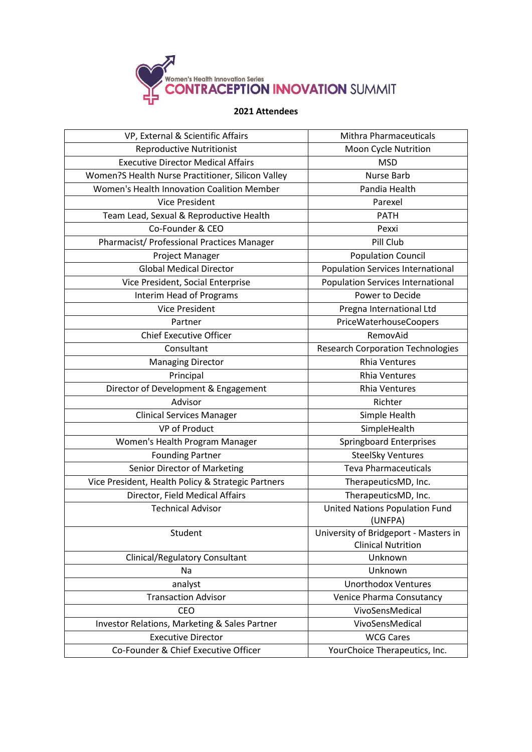Women's Health Innovation Series
CONTRACEPTION INNOVATION SUMMIT

**2021 Attendees**

| | |
|---|---|
| VP, External & Scientific Affairs | Mithra Pharmaceuticals |
| Reproductive Nutritionist | Moon Cycle Nutrition |
| Executive Director Medical Affairs | MSD |
| Women?S Health Nurse Practitioner, Silicon Valley | Nurse Barb |
| Women's Health Innovation Coalition Member | Pandia Health |
| Vice President | Parexel |
| Team Lead, Sexual & Reproductive Health | PATH |
| Co-Founder & CEO | Pexxi |
| Pharmacist/ Professional Practices Manager | Pill Club |
| Project Manager | Population Council |
| Global Medical Director | Population Services International |
| Vice President, Social Enterprise | Population Services International |
| Interim Head of Programs | Power to Decide |
| Vice President | Pregna International Ltd |
| Partner | PriceWaterhouseCoopers |
| Chief Executive Officer | RemovAid |
| Consultant | Research Corporation Technologies |
| Managing Director | Rhia Ventures |
| Principal | Rhia Ventures |
| Director of Development & Engagement | Rhia Ventures |
| Advisor | Richter |
| Clinical Services Manager | Simple Health |
| VP of Product | SimpleHealth |
| Women's Health Program Manager | Springboard Enterprises |
| Founding Partner | SteelSky Ventures |
| Senior Director of Marketing | Teva Pharmaceuticals |
| Vice President, Health Policy & Strategic Partners | TherapeuticsMD, Inc. |
| Director, Field Medical Affairs | TherapeuticsMD, Inc. |
| Technical Advisor | United Nations Population Fund (UNFPA) |
| Student | University of Bridgeport - Masters in Clinical Nutrition |
| Clinical/Regulatory Consultant | Unknown |
| Na | Unknown |
| analyst | Unorthodox Ventures |
| Transaction Advisor | Venice Pharma Consutancy |
| CEO | VivoSensMedical |
| Investor Relations, Marketing & Sales Partner | VivoSensMedical |
| Executive Director | WCG Cares |
| Co-Founder & Chief Executive Officer | YourChoice Therapeutics, Inc. |